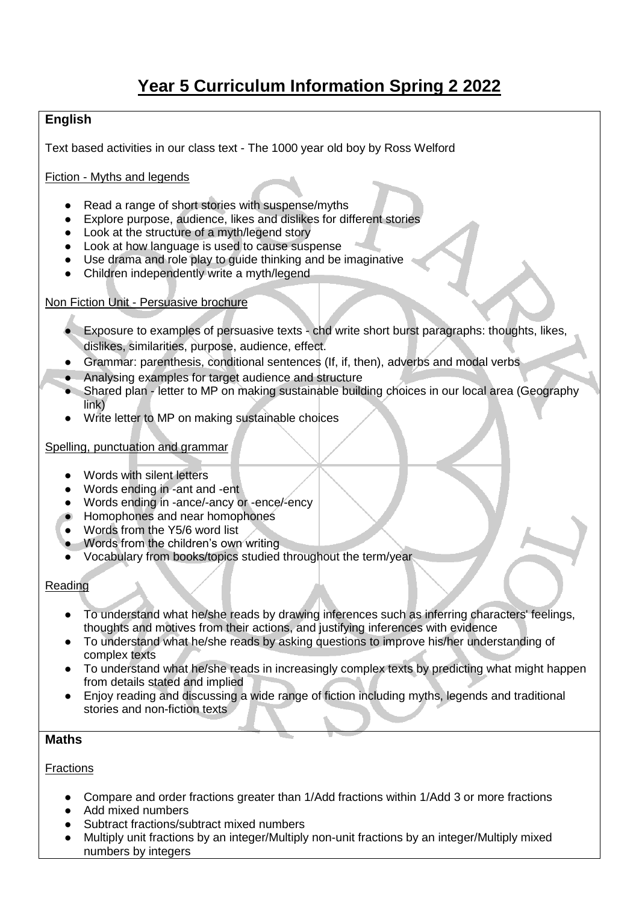# Year 5 Curriculum Information Spring 2 2022

## English

Text based activities in our class text - The 1000 year old boy by Ross Welford

Fiction - Myths and legends

- Read a range of short stories with suspense/myths
- Explore purpose, audience, likes and dislikes for different stories
- Look at the structure of a myth/legend story
- Look at how language is used to cause suspense
- Use drama and role play to guide thinking and be imaginative
- Children independently write a myth/legend

Non Fiction Unit - Persuasive brochure

- Exposure to examples of persuasive texts - chd write short burst paragraphs: thoughts, likes, dislikes, similarities, purpose, audience, effect.
- Grammar: parenthesis, conditional sentences (If, if, then), adverbs and modal verbs
- Analysing examples for target audience and structure
- Shared plan - letter to MP on making sustainable building choices in our local area (Geography link)
- Write letter to MP on making sustainable choices

Spelling, punctuation and grammar

- Words with silent letters
- Words ending in -ant and -ent
- Words ending in -ance/-ancy or -ence/-ency
- Homophones and near homophones
- Words from the Y5/6 word list
- Words from the children's own writing
- Vocabulary from books/topics studied throughout the term/year

Reading

- To understand what he/she reads by drawing inferences such as inferring characters' feelings, thoughts and motives from their actions, and justifying inferences with evidence
- To understand what he/she reads by asking questions to improve his/her understanding of complex texts
- To understand what he/she reads in increasingly complex texts by predicting what might happen from details stated and implied
- Enjoy reading and discussing a wide range of fiction including myths, legends and traditional stories and non-fiction texts

## Maths

Fractions

- Compare and order fractions greater than 1/Add fractions within 1/Add 3 or more fractions
- Add mixed numbers
- Subtract fractions/subtract mixed numbers
- Multiply unit fractions by an integer/Multiply non-unit fractions by an integer/Multiply mixed numbers by integers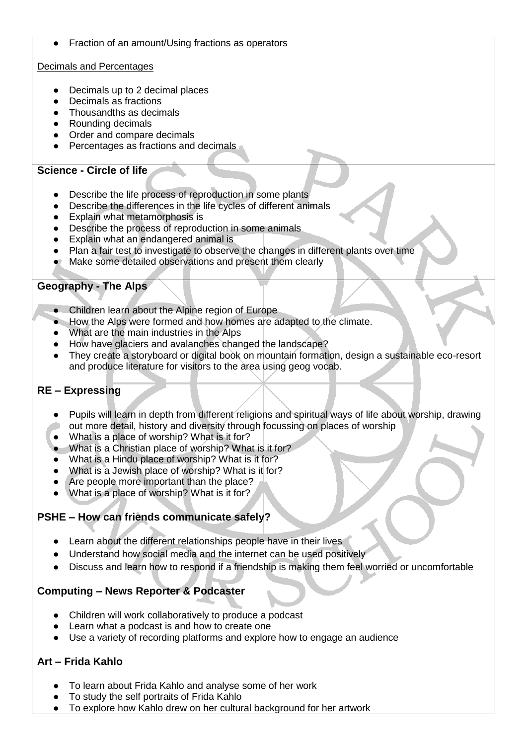- Fraction of an amount/Using fractions as operators

Decimals and Percentages

- Decimals up to 2 decimal places
- Decimals as fractions
- Thousandths as decimals
- Rounding decimals
- Order and compare decimals
- Percentages as fractions and decimals

**Science - Circle of life**

- Describe the life process of reproduction in some plants
- Describe the differences in the life cycles of different animals
- Explain what metamorphosis is
- Describe the process of reproduction in some animals
- Explain what an endangered animal is
- Plan a fair test to investigate to observe the changes in different plants over time
- Make some detailed observations and present them clearly

**Geography - The Alps**

- Children learn about the Alpine region of Europe
- How the Alps were formed and how homes are adapted to the climate.
- What are the main industries in the Alps
- How have glaciers and avalanches changed the landscape?
- They create a storyboard or digital book on mountain formation, design a sustainable eco-resort and produce literature for visitors to the area using geog vocab.

**RE – Expressing**

- Pupils will learn in depth from different religions and spiritual ways of life about worship, drawing out more detail, history and diversity through focussing on places of worship
- What is a place of worship? What is it for?
- What is a Christian place of worship? What is it for?
- What is a Hindu place of worship? What is it for?
- What is a Jewish place of worship? What is it for?
- Are people more important than the place?
- What is a place of worship? What is it for?

**PSHE – How can friends communicate safely?**

- Learn about the different relationships people have in their lives
- Understand how social media and the internet can be used positively
- Discuss and learn how to respond if a friendship is making them feel worried or uncomfortable

**Computing – News Reporter & Podcaster**

- Children will work collaboratively to produce a podcast
- Learn what a podcast is and how to create one
- Use a variety of recording platforms and explore how to engage an audience

**Art – Frida Kahlo**

- To learn about Frida Kahlo and analyse some of her work
- To study the self portraits of Frida Kahlo
- To explore how Kahlo drew on her cultural background for her artwork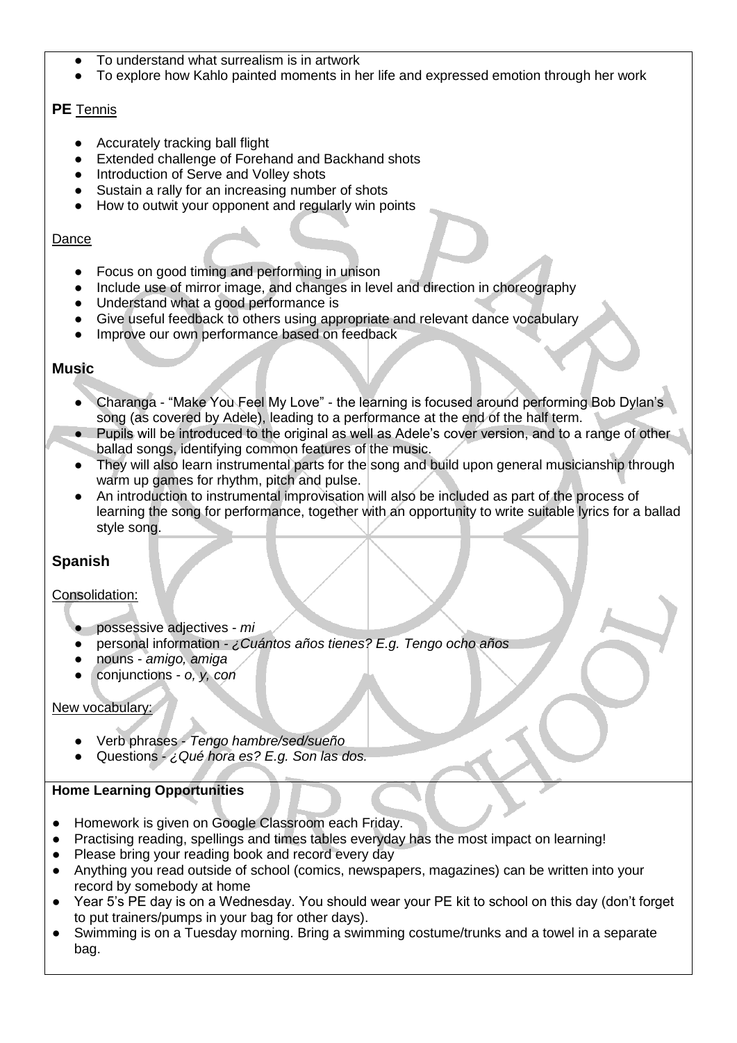- To understand what surrealism is in artwork
- To explore how Kahlo painted moments in her life and expressed emotion through her work

**PE** Tennis

- Accurately tracking ball flight
- Extended challenge of Forehand and Backhand shots
- Introduction of Serve and Volley shots
- Sustain a rally for an increasing number of shots
- How to outwit your opponent and regularly win points

Dance

- Focus on good timing and performing in unison
- Include use of mirror image, and changes in level and direction in choreography
- Understand what a good performance is
- Give useful feedback to others using appropriate and relevant dance vocabulary
- Improve our own performance based on feedback

## Music

- Charanga - "Make You Feel My Love" - the learning is focused around performing Bob Dylan's song (as covered by Adele), leading to a performance at the end of the half term.
- Pupils will be introduced to the original as well as Adele's cover version, and to a range of other ballad songs, identifying common features of the music.
- They will also learn instrumental parts for the song and build upon general musicianship through warm up games for rhythm, pitch and pulse.
- An introduction to instrumental improvisation will also be included as part of the process of learning the song for performance, together with an opportunity to write suitable lyrics for a ballad style song.

## Spanish

Consolidation:

- possessive adjectives - *mi*
- personal information - *¿Cuántos años tienes? E.g. Tengo ocho años*
- nouns - *amigo, amiga*
- conjunctions - *o, y, con*

New vocabulary:

- Verb phrases - *Tengo hambre/sed/sueño*
- Questions - *¿Qué hora es? E.g. Son las dos.*

**Home Learning Opportunities**

- Homework is given on Google Classroom each Friday.
- Practising reading, spellings and times tables everyday has the most impact on learning!
- Please bring your reading book and record every day
- Anything you read outside of school (comics, newspapers, magazines) can be written into your record by somebody at home
- Year 5's PE day is on a Wednesday. You should wear your PE kit to school on this day (don't forget to put trainers/pumps in your bag for other days).
- Swimming is on a Tuesday morning. Bring a swimming costume/trunks and a towel in a separate bag.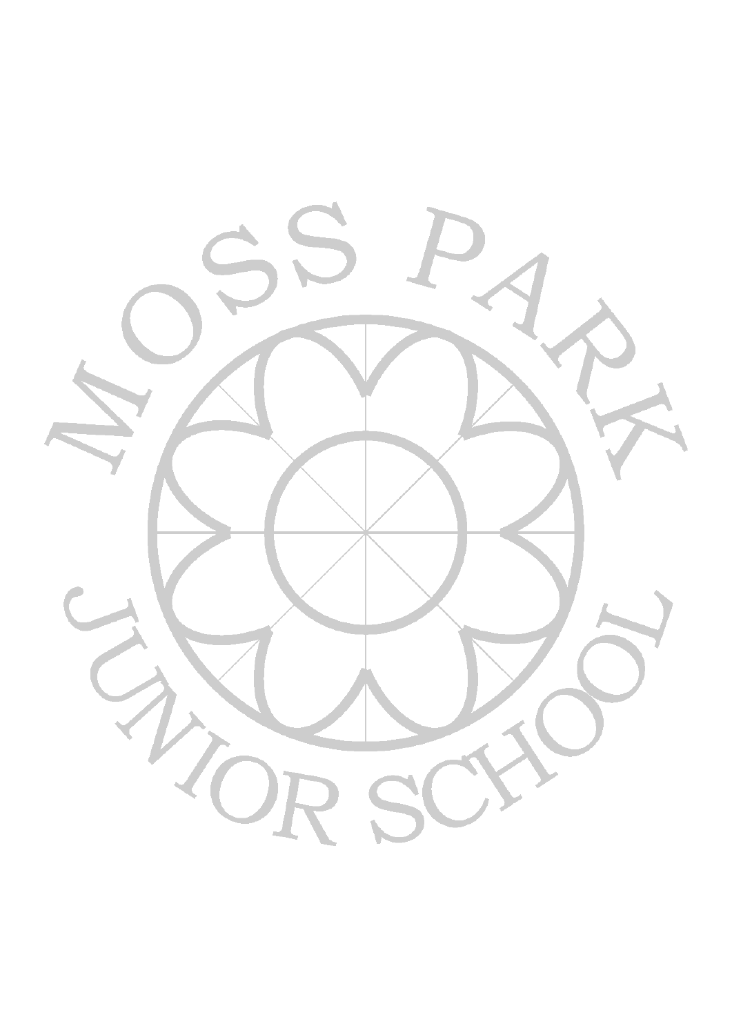MOSS PARK

JUNIOR SCHOOL